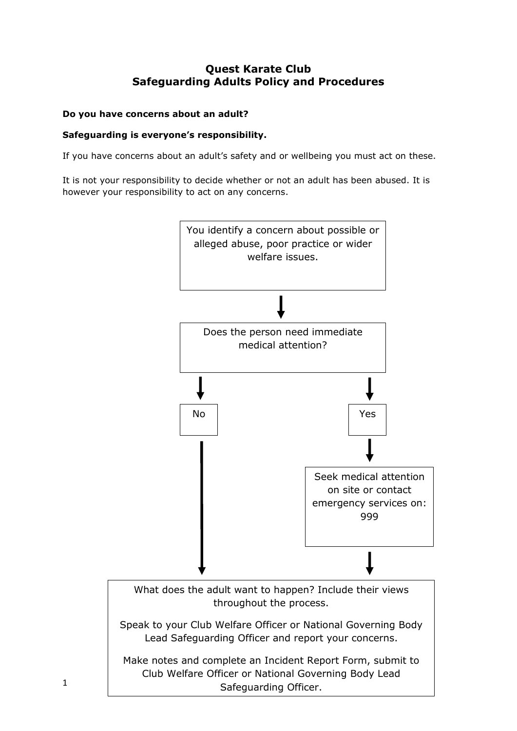# Quest Karate Club
## Safeguarding Adults Policy and Procedures

**Do you have concerns about an adult?**

**Safeguarding is everyone's responsibility.**

If you have concerns about an adult's safety and or wellbeing you must act on these.

It is not your responsibility to decide whether or not an adult has been abused. It is however your responsibility to act on any concerns.

You identify a concern about possible or alleged abuse, poor practice or wider welfare issues.

↓

Does the person need immediate medical attention?

↓

No | Yes

Yes → Seek medical attention on site or contact emergency services on: 999

↓

What does the adult want to happen? Include their views throughout the process.

Speak to your Club Welfare Officer or National Governing Body Lead Safeguarding Officer and report your concerns.

Make notes and complete an Incident Report Form, submit to Club Welfare Officer or National Governing Body Lead Safeguarding Officer.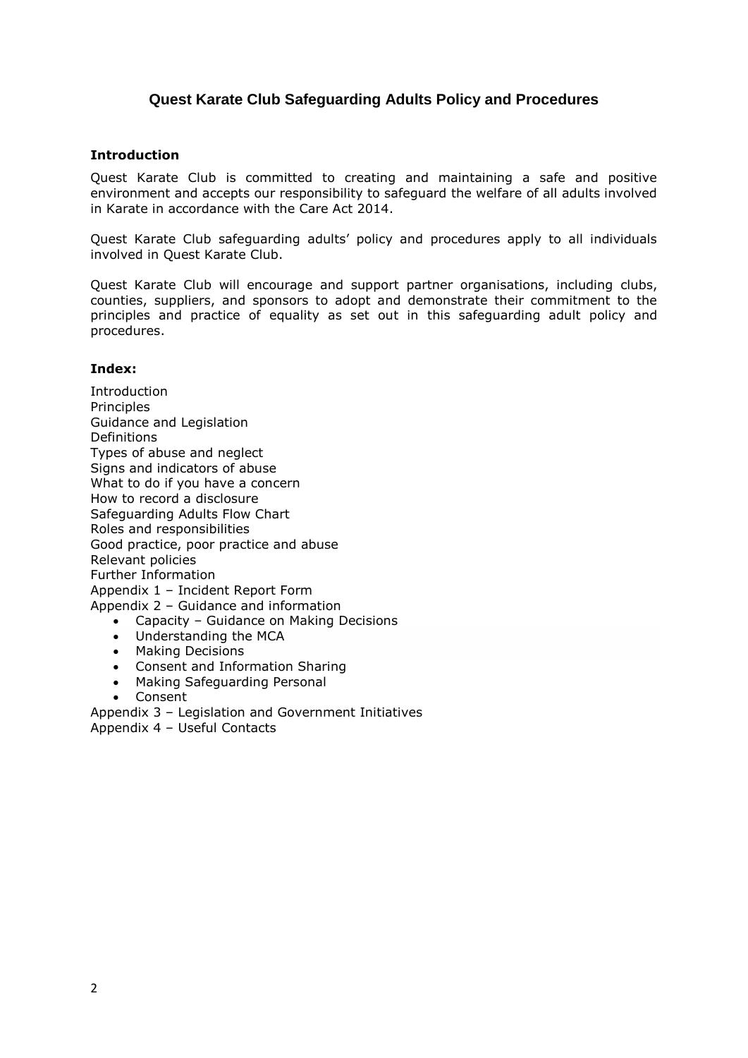# Quest Karate Club Safeguarding Adults Policy and Procedures

**Introduction**

Quest Karate Club is committed to creating and maintaining a safe and positive environment and accepts our responsibility to safeguard the welfare of all adults involved in Karate in accordance with the Care Act 2014.

Quest Karate Club safeguarding adults' policy and procedures apply to all individuals involved in Quest Karate Club.

Quest Karate Club will encourage and support partner organisations, including clubs, counties, suppliers, and sponsors to adopt and demonstrate their commitment to the principles and practice of equality as set out in this safeguarding adult policy and procedures.

**Index:**

Introduction
Principles
Guidance and Legislation
Definitions
Types of abuse and neglect
Signs and indicators of abuse
What to do if you have a concern
How to record a disclosure
Safeguarding Adults Flow Chart
Roles and responsibilities
Good practice, poor practice and abuse
Relevant policies
Further Information
Appendix 1 – Incident Report Form
Appendix 2 – Guidance and information

- Capacity – Guidance on Making Decisions
- Understanding the MCA
- Making Decisions
- Consent and Information Sharing
- Making Safeguarding Personal
- Consent

Appendix 3 – Legislation and Government Initiatives
Appendix 4 – Useful Contacts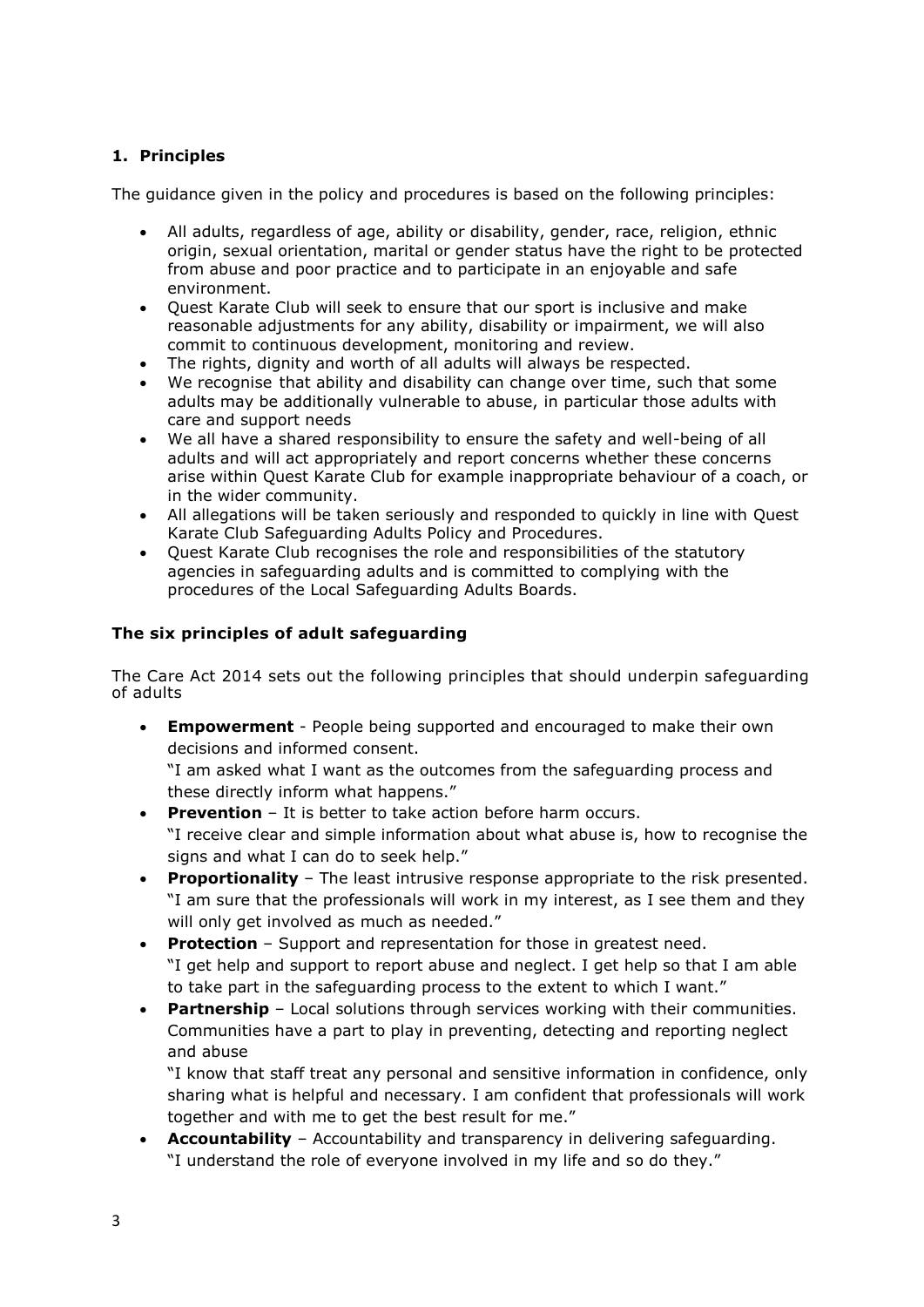## 1. Principles

The guidance given in the policy and procedures is based on the following principles:

- All adults, regardless of age, ability or disability, gender, race, religion, ethnic origin, sexual orientation, marital or gender status have the right to be protected from abuse and poor practice and to participate in an enjoyable and safe environment.
- Quest Karate Club will seek to ensure that our sport is inclusive and make reasonable adjustments for any ability, disability or impairment, we will also commit to continuous development, monitoring and review.
- The rights, dignity and worth of all adults will always be respected.
- We recognise that ability and disability can change over time, such that some adults may be additionally vulnerable to abuse, in particular those adults with care and support needs
- We all have a shared responsibility to ensure the safety and well-being of all adults and will act appropriately and report concerns whether these concerns arise within Quest Karate Club for example inappropriate behaviour of a coach, or in the wider community.
- All allegations will be taken seriously and responded to quickly in line with Quest Karate Club Safeguarding Adults Policy and Procedures.
- Quest Karate Club recognises the role and responsibilities of the statutory agencies in safeguarding adults and is committed to complying with the procedures of the Local Safeguarding Adults Boards.

### The six principles of adult safeguarding

The Care Act 2014 sets out the following principles that should underpin safeguarding of adults

- **Empowerment** - People being supported and encouraged to make their own decisions and informed consent.
  "I am asked what I want as the outcomes from the safeguarding process and these directly inform what happens."
- **Prevention** – It is better to take action before harm occurs.
  "I receive clear and simple information about what abuse is, how to recognise the signs and what I can do to seek help."
- **Proportionality** – The least intrusive response appropriate to the risk presented.
  "I am sure that the professionals will work in my interest, as I see them and they will only get involved as much as needed."
- **Protection** – Support and representation for those in greatest need.
  "I get help and support to report abuse and neglect. I get help so that I am able to take part in the safeguarding process to the extent to which I want."
- **Partnership** – Local solutions through services working with their communities. Communities have a part to play in preventing, detecting and reporting neglect and abuse
  "I know that staff treat any personal and sensitive information in confidence, only sharing what is helpful and necessary. I am confident that professionals will work together and with me to get the best result for me."
- **Accountability** – Accountability and transparency in delivering safeguarding.
  "I understand the role of everyone involved in my life and so do they."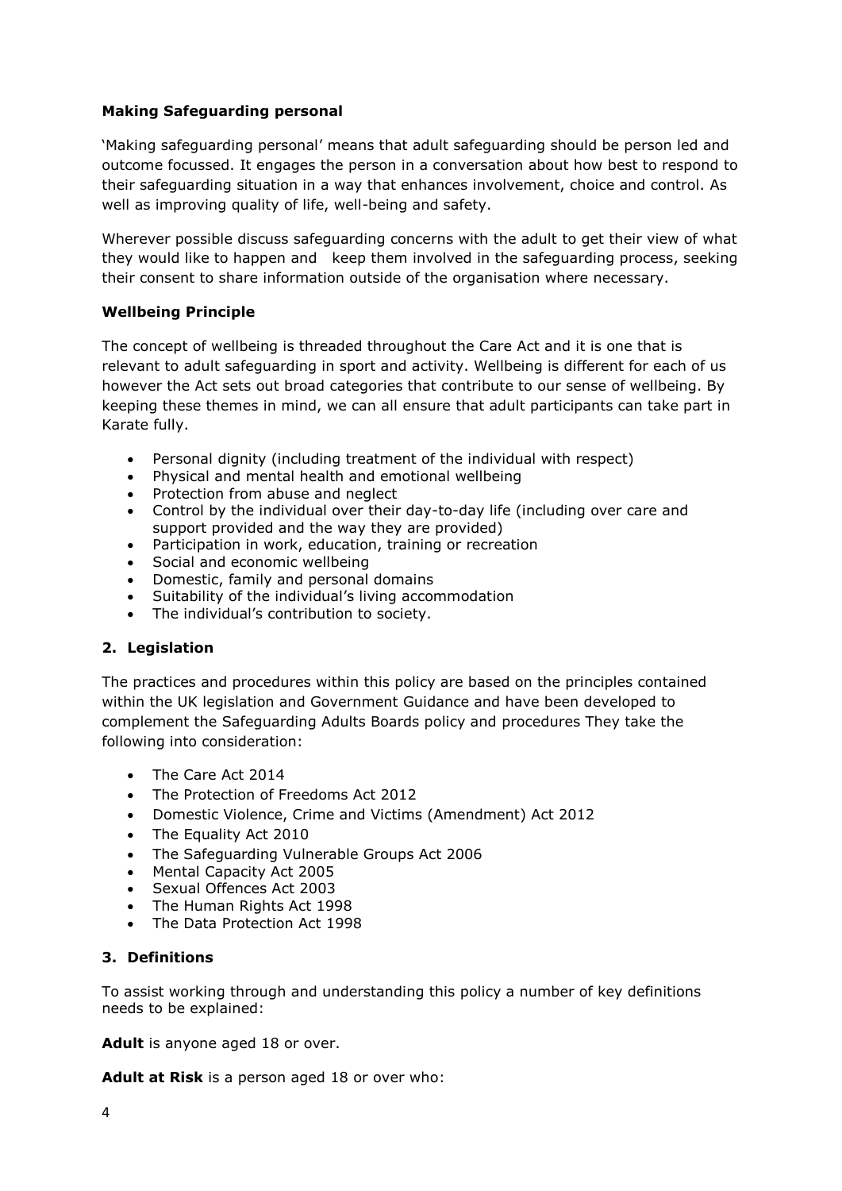**Making Safeguarding personal**

'Making safeguarding personal' means that adult safeguarding should be person led and outcome focussed. It engages the person in a conversation about how best to respond to their safeguarding situation in a way that enhances involvement, choice and control. As well as improving quality of life, well-being and safety.

Wherever possible discuss safeguarding concerns with the adult to get their view of what they would like to happen and keep them involved in the safeguarding process, seeking their consent to share information outside of the organisation where necessary.

**Wellbeing Principle**

The concept of wellbeing is threaded throughout the Care Act and it is one that is relevant to adult safeguarding in sport and activity. Wellbeing is different for each of us however the Act sets out broad categories that contribute to our sense of wellbeing. By keeping these themes in mind, we can all ensure that adult participants can take part in Karate fully.

- Personal dignity (including treatment of the individual with respect)
- Physical and mental health and emotional wellbeing
- Protection from abuse and neglect
- Control by the individual over their day-to-day life (including over care and support provided and the way they are provided)
- Participation in work, education, training or recreation
- Social and economic wellbeing
- Domestic, family and personal domains
- Suitability of the individual's living accommodation
- The individual's contribution to society.

## 2. Legislation

The practices and procedures within this policy are based on the principles contained within the UK legislation and Government Guidance and have been developed to complement the Safeguarding Adults Boards policy and procedures They take the following into consideration:

- The Care Act 2014
- The Protection of Freedoms Act 2012
- Domestic Violence, Crime and Victims (Amendment) Act 2012
- The Equality Act 2010
- The Safeguarding Vulnerable Groups Act 2006
- Mental Capacity Act 2005
- Sexual Offences Act 2003
- The Human Rights Act 1998
- The Data Protection Act 1998

## 3. Definitions

To assist working through and understanding this policy a number of key definitions needs to be explained:

**Adult** is anyone aged 18 or over.

**Adult at Risk** is a person aged 18 or over who: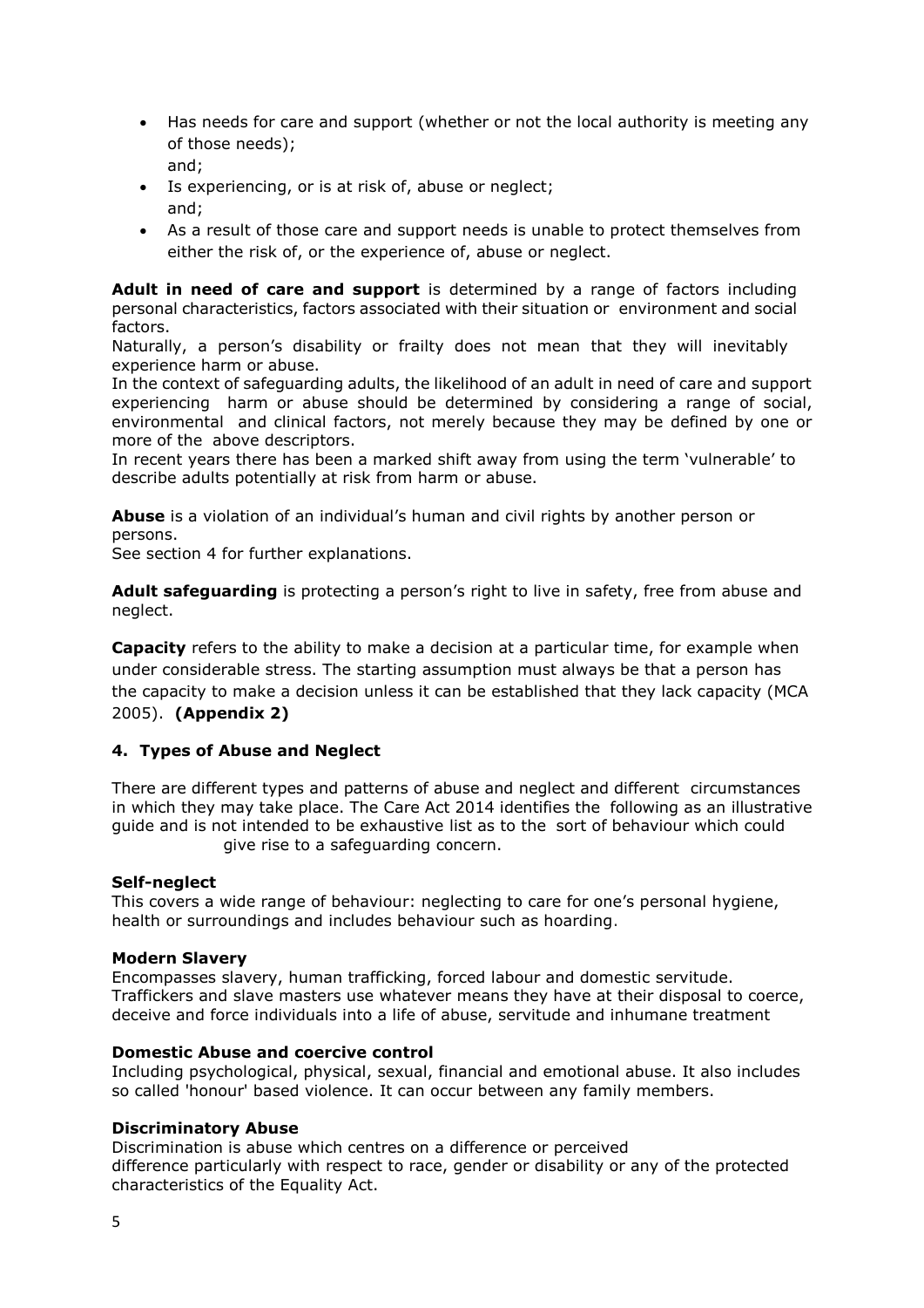- Has needs for care and support (whether or not the local authority is meeting any of those needs);
  and;
- Is experiencing, or is at risk of, abuse or neglect;
  and;
- As a result of those care and support needs is unable to protect themselves from either the risk of, or the experience of, abuse or neglect.

**Adult in need of care and support** is determined by a range of factors including personal characteristics, factors associated with their situation or environment and social factors.
Naturally, a person's disability or frailty does not mean that they will inevitably experience harm or abuse.
In the context of safeguarding adults, the likelihood of an adult in need of care and support experiencing harm or abuse should be determined by considering a range of social, environmental and clinical factors, not merely because they may be defined by one or more of the above descriptors.
In recent years there has been a marked shift away from using the term 'vulnerable' to describe adults potentially at risk from harm or abuse.

**Abuse** is a violation of an individual's human and civil rights by another person or persons.
See section 4 for further explanations.

**Adult safeguarding** is protecting a person's right to live in safety, free from abuse and neglect.

**Capacity** refers to the ability to make a decision at a particular time, for example when under considerable stress. The starting assumption must always be that a person has the capacity to make a decision unless it can be established that they lack capacity (MCA 2005). **(Appendix 2)**

## 4. Types of Abuse and Neglect

There are different types and patterns of abuse and neglect and different circumstances in which they may take place. The Care Act 2014 identifies the following as an illustrative guide and is not intended to be exhaustive list as to the sort of behaviour which could give rise to a safeguarding concern.

**Self-neglect**
This covers a wide range of behaviour: neglecting to care for one's personal hygiene, health or surroundings and includes behaviour such as hoarding.

**Modern Slavery**
Encompasses slavery, human trafficking, forced labour and domestic servitude. Traffickers and slave masters use whatever means they have at their disposal to coerce, deceive and force individuals into a life of abuse, servitude and inhumane treatment

**Domestic Abuse and coercive control**
Including psychological, physical, sexual, financial and emotional abuse. It also includes so called 'honour' based violence. It can occur between any family members.

**Discriminatory Abuse**
Discrimination is abuse which centres on a difference or perceived difference particularly with respect to race, gender or disability or any of the protected characteristics of the Equality Act.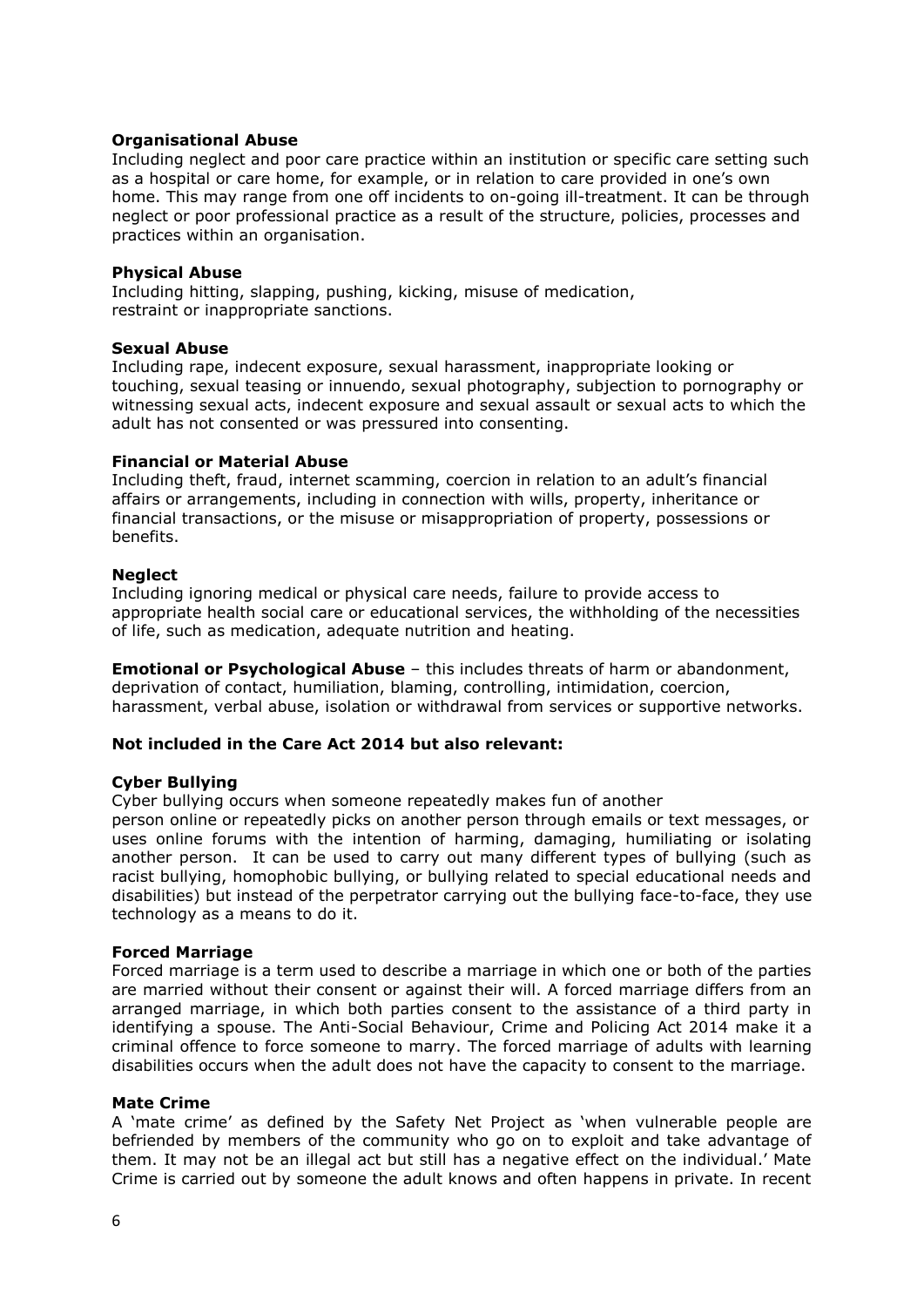**Organisational Abuse**
Including neglect and poor care practice within an institution or specific care setting such as a hospital or care home, for example, or in relation to care provided in one's own home. This may range from one off incidents to on-going ill-treatment. It can be through neglect or poor professional practice as a result of the structure, policies, processes and practices within an organisation.

**Physical Abuse**
Including hitting, slapping, pushing, kicking, misuse of medication, restraint or inappropriate sanctions.

**Sexual Abuse**
Including rape, indecent exposure, sexual harassment, inappropriate looking or touching, sexual teasing or innuendo, sexual photography, subjection to pornography or witnessing sexual acts, indecent exposure and sexual assault or sexual acts to which the adult has not consented or was pressured into consenting.

**Financial or Material Abuse**
Including theft, fraud, internet scamming, coercion in relation to an adult's financial affairs or arrangements, including in connection with wills, property, inheritance or financial transactions, or the misuse or misappropriation of property, possessions or benefits.

**Neglect**
Including ignoring medical or physical care needs, failure to provide access to appropriate health social care or educational services, the withholding of the necessities of life, such as medication, adequate nutrition and heating.

**Emotional or Psychological Abuse** – this includes threats of harm or abandonment, deprivation of contact, humiliation, blaming, controlling, intimidation, coercion, harassment, verbal abuse, isolation or withdrawal from services or supportive networks.

**Not included in the Care Act 2014 but also relevant:**

**Cyber Bullying**
Cyber bullying occurs when someone repeatedly makes fun of another person online or repeatedly picks on another person through emails or text messages, or uses online forums with the intention of harming, damaging, humiliating or isolating another person. It can be used to carry out many different types of bullying (such as racist bullying, homophobic bullying, or bullying related to special educational needs and disabilities) but instead of the perpetrator carrying out the bullying face-to-face, they use technology as a means to do it.

**Forced Marriage**
Forced marriage is a term used to describe a marriage in which one or both of the parties are married without their consent or against their will. A forced marriage differs from an arranged marriage, in which both parties consent to the assistance of a third party in identifying a spouse. The Anti-Social Behaviour, Crime and Policing Act 2014 make it a criminal offence to force someone to marry. The forced marriage of adults with learning disabilities occurs when the adult does not have the capacity to consent to the marriage.

**Mate Crime**
A 'mate crime' as defined by the Safety Net Project as 'when vulnerable people are befriended by members of the community who go on to exploit and take advantage of them. It may not be an illegal act but still has a negative effect on the individual.' Mate Crime is carried out by someone the adult knows and often happens in private. In recent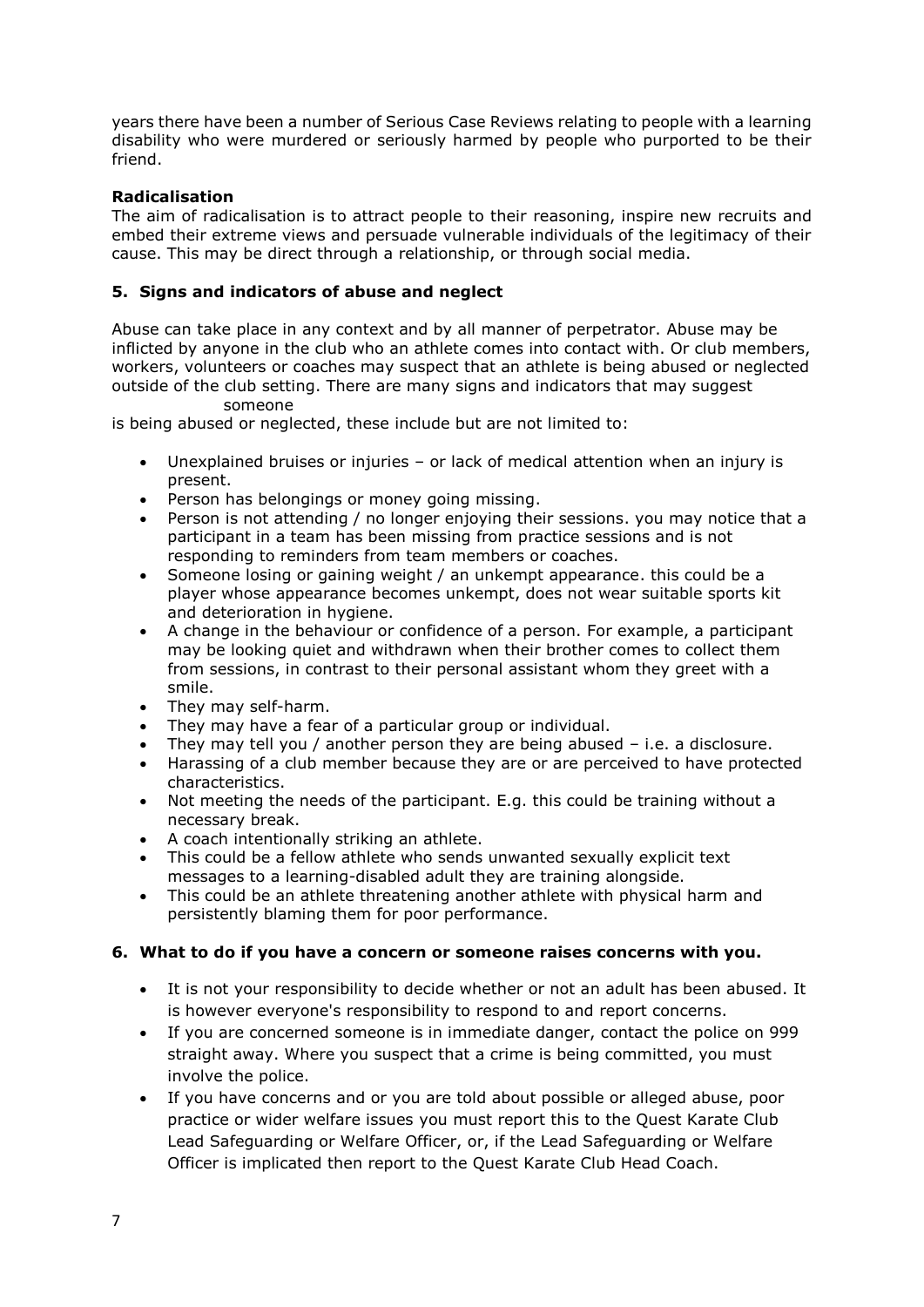years there have been a number of Serious Case Reviews relating to people with a learning disability who were murdered or seriously harmed by people who purported to be their friend.

**Radicalisation**

The aim of radicalisation is to attract people to their reasoning, inspire new recruits and embed their extreme views and persuade vulnerable individuals of the legitimacy of their cause. This may be direct through a relationship, or through social media.

## 5. Signs and indicators of abuse and neglect

Abuse can take place in any context and by all manner of perpetrator. Abuse may be inflicted by anyone in the club who an athlete comes into contact with. Or club members, workers, volunteers or coaches may suspect that an athlete is being abused or neglected outside of the club setting. There are many signs and indicators that may suggest someone is being abused or neglected, these include but are not limited to:

- Unexplained bruises or injuries – or lack of medical attention when an injury is present.
- Person has belongings or money going missing.
- Person is not attending / no longer enjoying their sessions. you may notice that a participant in a team has been missing from practice sessions and is not responding to reminders from team members or coaches.
- Someone losing or gaining weight / an unkempt appearance. this could be a player whose appearance becomes unkempt, does not wear suitable sports kit and deterioration in hygiene.
- A change in the behaviour or confidence of a person. For example, a participant may be looking quiet and withdrawn when their brother comes to collect them from sessions, in contrast to their personal assistant whom they greet with a smile.
- They may self-harm.
- They may have a fear of a particular group or individual.
- They may tell you / another person they are being abused – i.e. a disclosure.
- Harassing of a club member because they are or are perceived to have protected characteristics.
- Not meeting the needs of the participant. E.g. this could be training without a necessary break.
- A coach intentionally striking an athlete.
- This could be a fellow athlete who sends unwanted sexually explicit text messages to a learning-disabled adult they are training alongside.
- This could be an athlete threatening another athlete with physical harm and persistently blaming them for poor performance.

## 6. What to do if you have a concern or someone raises concerns with you.

- It is not your responsibility to decide whether or not an adult has been abused. It is however everyone's responsibility to respond to and report concerns.
- If you are concerned someone is in immediate danger, contact the police on 999 straight away. Where you suspect that a crime is being committed, you must involve the police.
- If you have concerns and or you are told about possible or alleged abuse, poor practice or wider welfare issues you must report this to the Quest Karate Club Lead Safeguarding or Welfare Officer, or, if the Lead Safeguarding or Welfare Officer is implicated then report to the Quest Karate Club Head Coach.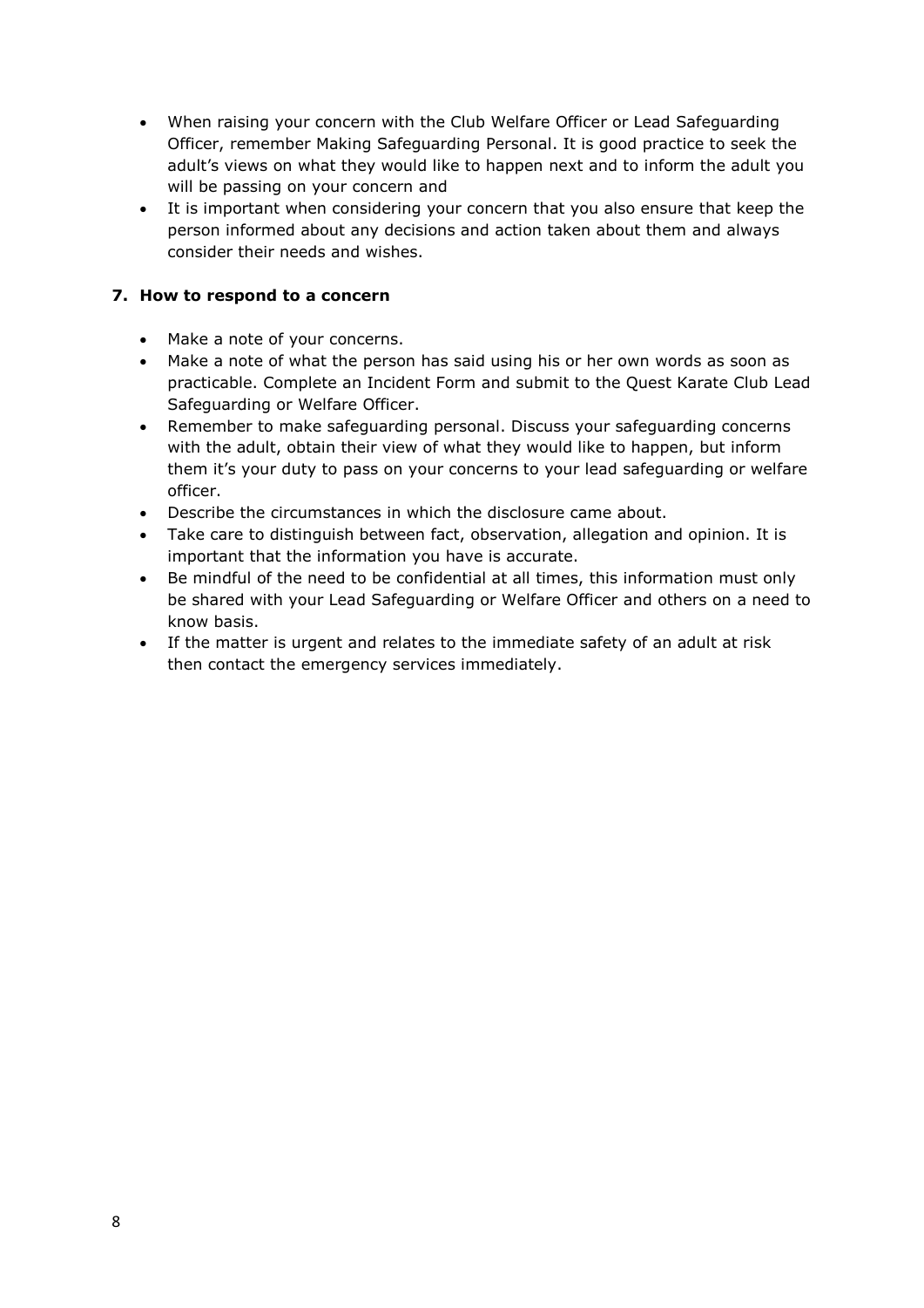- When raising your concern with the Club Welfare Officer or Lead Safeguarding Officer, remember Making Safeguarding Personal. It is good practice to seek the adult's views on what they would like to happen next and to inform the adult you will be passing on your concern and
- It is important when considering your concern that you also ensure that keep the person informed about any decisions and action taken about them and always consider their needs and wishes.

## 7. How to respond to a concern

- Make a note of your concerns.
- Make a note of what the person has said using his or her own words as soon as practicable. Complete an Incident Form and submit to the Quest Karate Club Lead Safeguarding or Welfare Officer.
- Remember to make safeguarding personal. Discuss your safeguarding concerns with the adult, obtain their view of what they would like to happen, but inform them it's your duty to pass on your concerns to your lead safeguarding or welfare officer.
- Describe the circumstances in which the disclosure came about.
- Take care to distinguish between fact, observation, allegation and opinion. It is important that the information you have is accurate.
- Be mindful of the need to be confidential at all times, this information must only be shared with your Lead Safeguarding or Welfare Officer and others on a need to know basis.
- If the matter is urgent and relates to the immediate safety of an adult at risk then contact the emergency services immediately.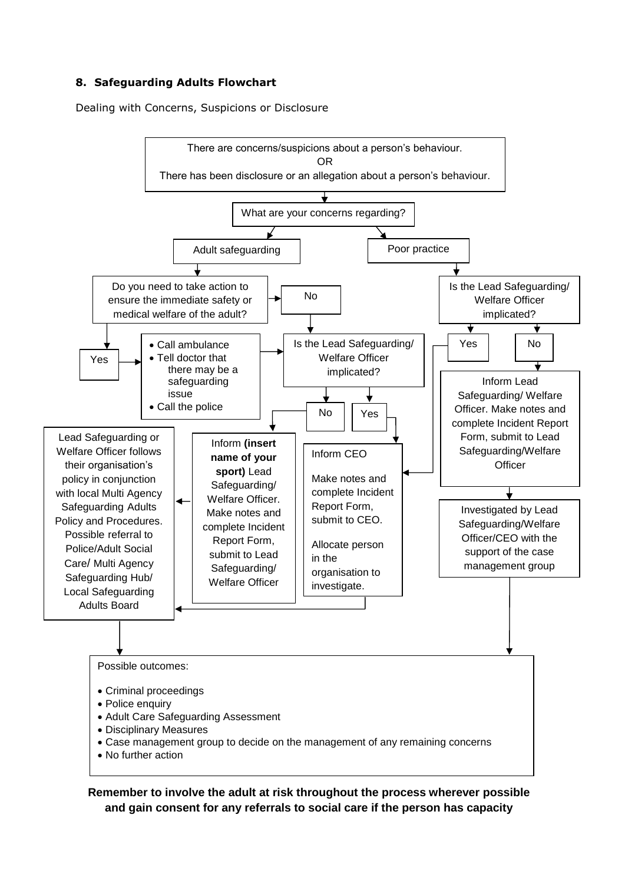### 8. Safeguarding Adults Flowchart

Dealing with Concerns, Suspicions or Disclosure

There are concerns/suspicions about a person's behaviour.
OR
There has been disclosure or an allegation about a person's behaviour.

What are your concerns regarding?

Adult safeguarding

Poor practice

Do you need to take action to ensure the immediate safety or medical welfare of the adult?

No

Is the Lead Safeguarding/ Welfare Officer implicated?

Yes

- Call ambulance
- Tell doctor that there may be a safeguarding issue
- Call the police

Is the Lead Safeguarding/ Welfare Officer implicated?

Yes

No

No

Yes

Inform Lead Safeguarding/ Welfare Officer. Make notes and complete Incident Report Form, submit to Lead Safeguarding/Welfare Officer

Lead Safeguarding or Welfare Officer follows their organisation's policy in conjunction with local Multi Agency Safeguarding Adults Policy and Procedures. Possible referral to Police/Adult Social Care/ Multi Agency Safeguarding Hub/ Local Safeguarding Adults Board

Inform **(insert name of your sport)** Lead Safeguarding/ Welfare Officer. Make notes and complete Incident Report Form, submit to Lead Safeguarding/ Welfare Officer

Inform CEO

Make notes and complete Incident Report Form, submit to CEO.

Allocate person in the organisation to investigate.

Investigated by Lead Safeguarding/Welfare Officer/CEO with the support of the case management group

Possible outcomes:

- Criminal proceedings
- Police enquiry
- Adult Care Safeguarding Assessment
- Disciplinary Measures
- Case management group to decide on the management of any remaining concerns
- No further action

**Remember to involve the adult at risk throughout the process wherever possible and gain consent for any referrals to social care if the person has capacity**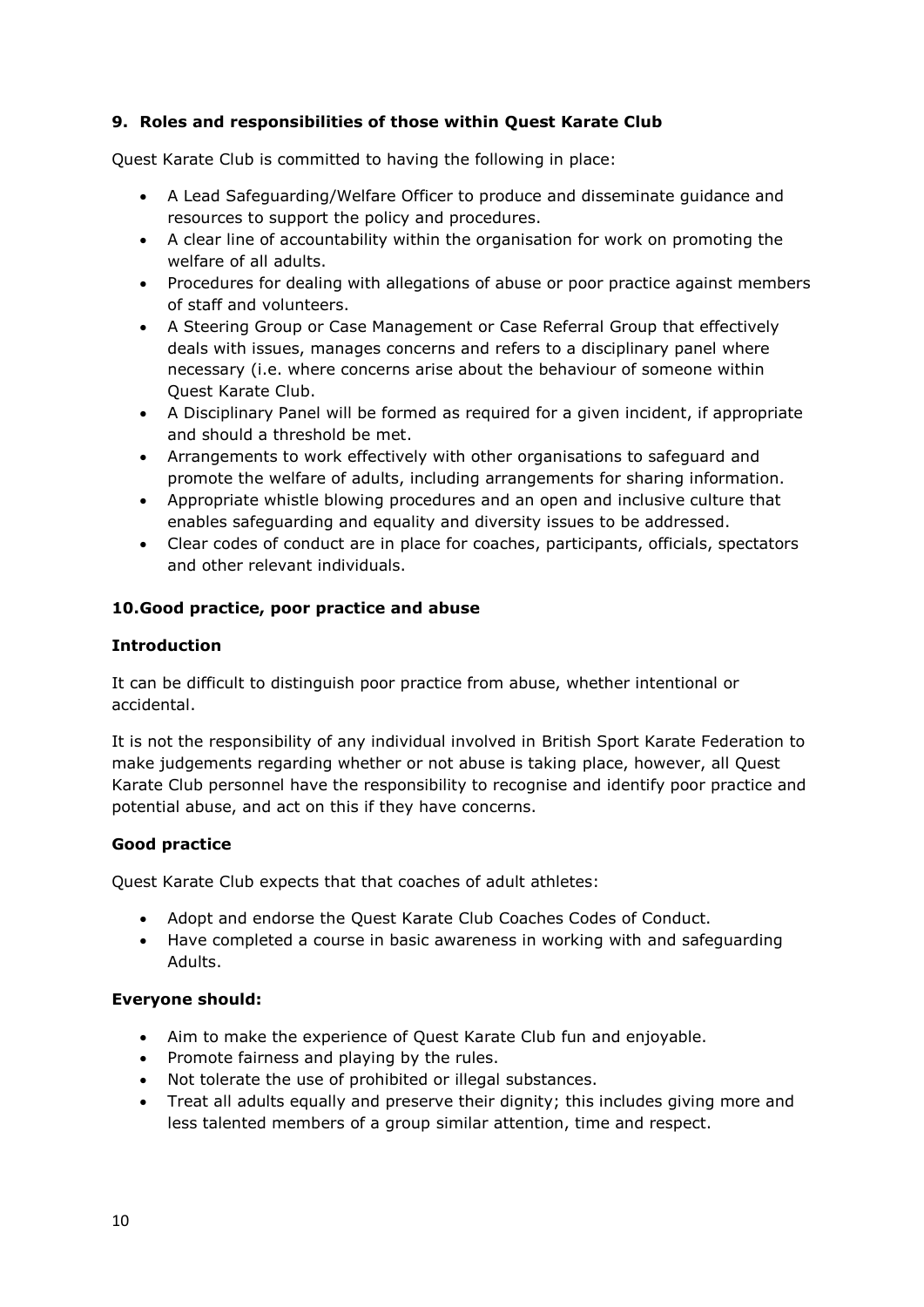## 9. Roles and responsibilities of those within Quest Karate Club

Quest Karate Club is committed to having the following in place:

- A Lead Safeguarding/Welfare Officer to produce and disseminate guidance and resources to support the policy and procedures.
- A clear line of accountability within the organisation for work on promoting the welfare of all adults.
- Procedures for dealing with allegations of abuse or poor practice against members of staff and volunteers.
- A Steering Group or Case Management or Case Referral Group that effectively deals with issues, manages concerns and refers to a disciplinary panel where necessary (i.e. where concerns arise about the behaviour of someone within Quest Karate Club.
- A Disciplinary Panel will be formed as required for a given incident, if appropriate and should a threshold be met.
- Arrangements to work effectively with other organisations to safeguard and promote the welfare of adults, including arrangements for sharing information.
- Appropriate whistle blowing procedures and an open and inclusive culture that enables safeguarding and equality and diversity issues to be addressed.
- Clear codes of conduct are in place for coaches, participants, officials, spectators and other relevant individuals.

## 10. Good practice, poor practice and abuse

### Introduction

It can be difficult to distinguish poor practice from abuse, whether intentional or accidental.

It is not the responsibility of any individual involved in British Sport Karate Federation to make judgements regarding whether or not abuse is taking place, however, all Quest Karate Club personnel have the responsibility to recognise and identify poor practice and potential abuse, and act on this if they have concerns.

### Good practice

Quest Karate Club expects that that coaches of adult athletes:

- Adopt and endorse the Quest Karate Club Coaches Codes of Conduct.
- Have completed a course in basic awareness in working with and safeguarding Adults.

### Everyone should:

- Aim to make the experience of Quest Karate Club fun and enjoyable.
- Promote fairness and playing by the rules.
- Not tolerate the use of prohibited or illegal substances.
- Treat all adults equally and preserve their dignity; this includes giving more and less talented members of a group similar attention, time and respect.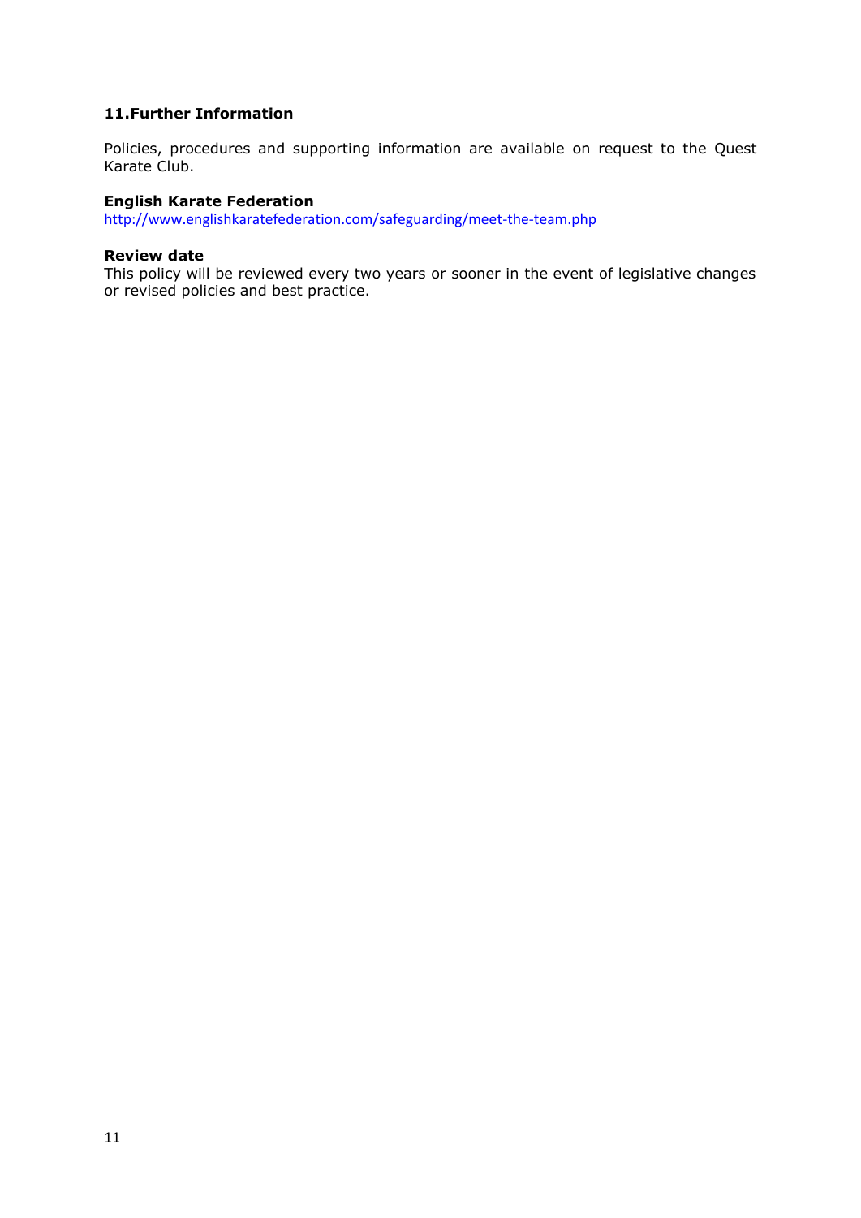## 11. Further Information

Policies, procedures and supporting information are available on request to the Quest Karate Club.

**English Karate Federation**

http://www.englishkaratefederation.com/safeguarding/meet-the-team.php

**Review date**

This policy will be reviewed every two years or sooner in the event of legislative changes or revised policies and best practice.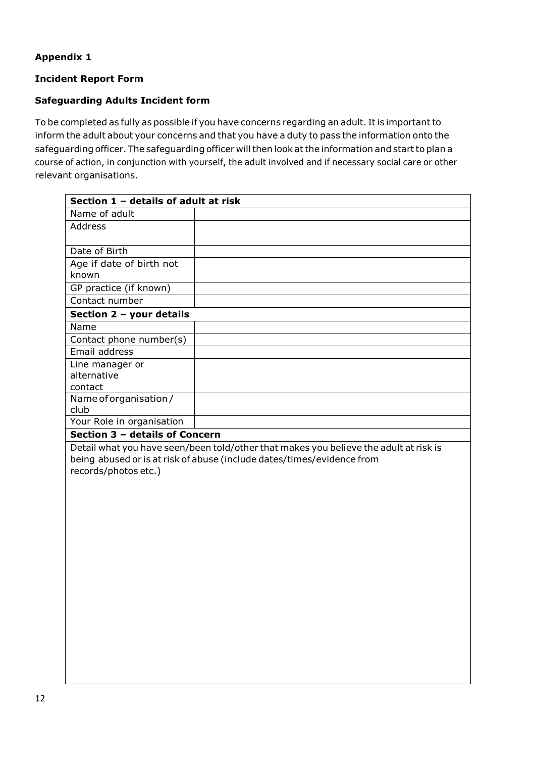**Appendix 1**

**Incident Report Form**

**Safeguarding Adults Incident form**

To be completed as fully as possible if you have concerns regarding an adult. It is important to inform the adult about your concerns and that you have a duty to pass the information onto the safeguarding officer. The safeguarding officer will then look at the information and start to plan a course of action, in conjunction with yourself, the adult involved and if necessary social care or other relevant organisations.

| **Section 1 – details of adult at risk** | |
|---|---|
| Name of adult | |
| Address | |
| Date of Birth | |
| Age if date of birth not known | |
| GP practice (if known) | |
| Contact number | |
| **Section 2 – your details** | |
| Name | |
| Contact phone number(s) | |
| Email address | |
| Line manager or alternative contact | |
| Name of organisation / club | |
| Your Role in organisation | |
| **Section 3 – details of Concern** | |
| Detail what you have seen/been told/other that makes you believe the adult at risk is being abused or is at risk of abuse (include dates/times/evidence from records/photos etc.) | |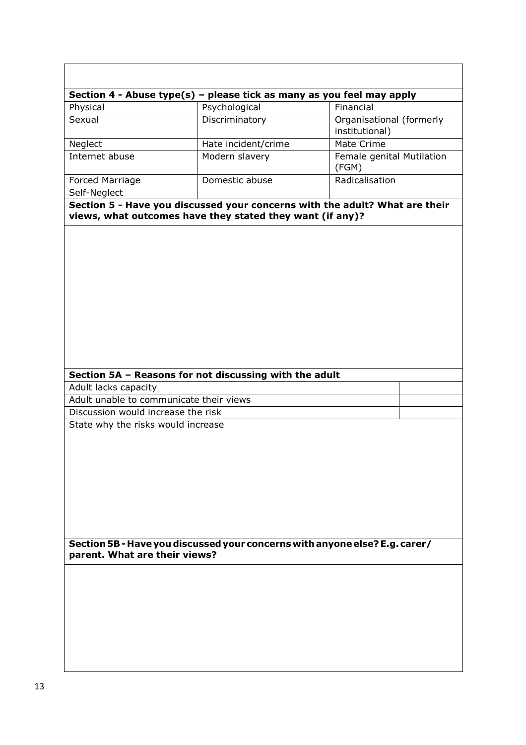## Section 4 - Abuse type(s) – please tick as many as you feel may apply

| | | |
|---|---|---|
| Physical | Psychological | Financial |
| Sexual | Discriminatory | Organisational (formerly institutional) |
| Neglect | Hate incident/crime | Mate Crime |
| Internet abuse | Modern slavery | Female genital Mutilation (FGM) |
| Forced Marriage | Domestic abuse | Radicalisation |
| Self-Neglect | | |

## Section 5 - Have you discussed your concerns with the adult? What are their views, what outcomes have they stated they want (if any)?

## Section 5A – Reasons for not discussing with the adult

| | |
|---|---|
| Adult lacks capacity | |
| Adult unable to communicate their views | |
| Discussion would increase the risk | |

State why the risks would increase

## Section 5B - Have you discussed your concerns with anyone else? E.g. carer/ parent. What are their views?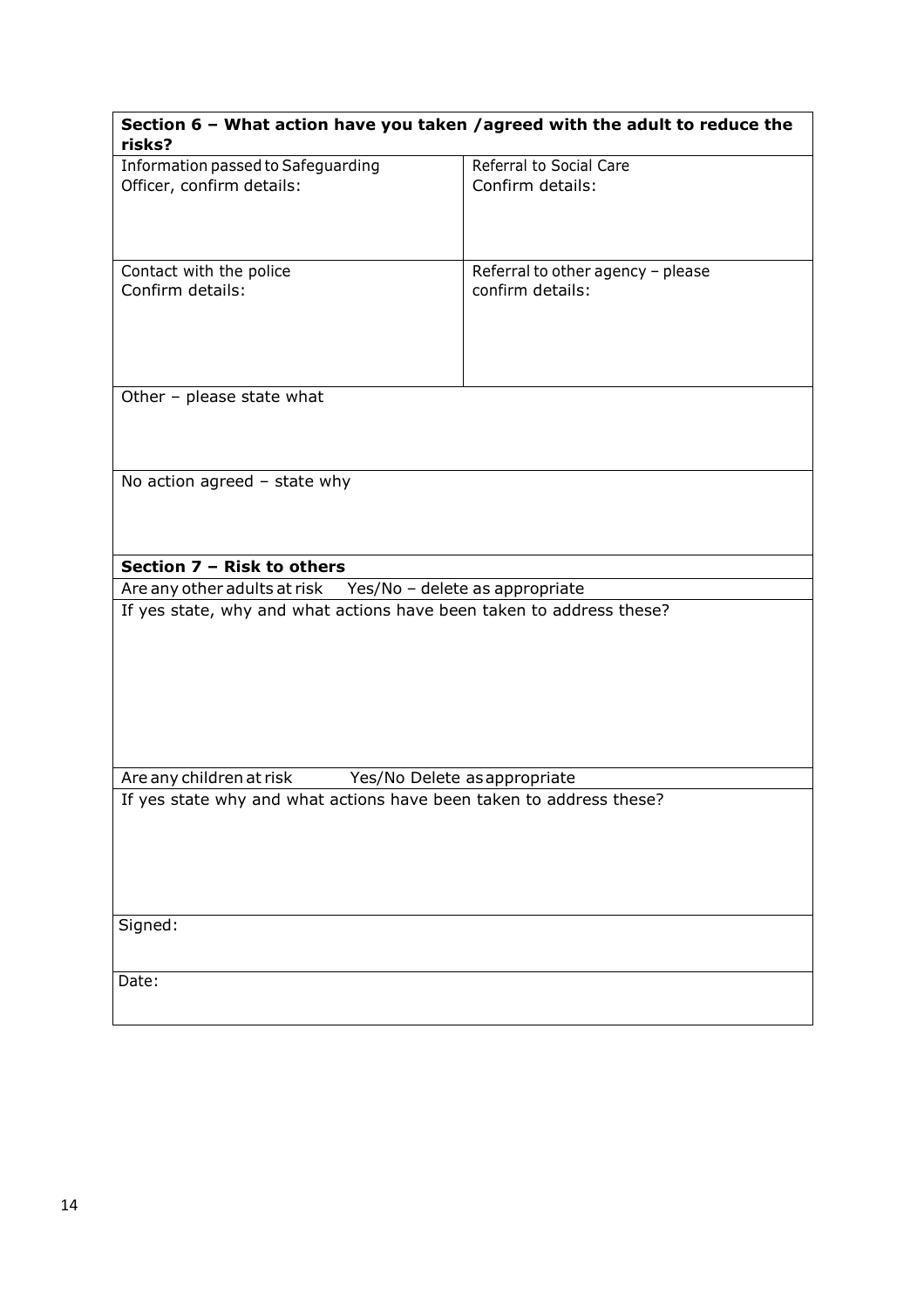| **Section 6 – What action have you taken /agreed with the adult to reduce the risks?** | |
|---|---|
| Information passed to Safeguarding Officer, confirm details: | Referral to Social Care Confirm details: |
| Contact with the police Confirm details: | Referral to other agency – please confirm details: |
| Other – please state what | |
| No action agreed – state why | |

| **Section 7 – Risk to others** |
|---|
| Are any other adults at risk Yes/No – delete as appropriate |
| If yes state, why and what actions have been taken to address these? |
| Are any children at risk Yes/No Delete as appropriate |
| If yes state why and what actions have been taken to address these? |
| Signed: |
| Date: |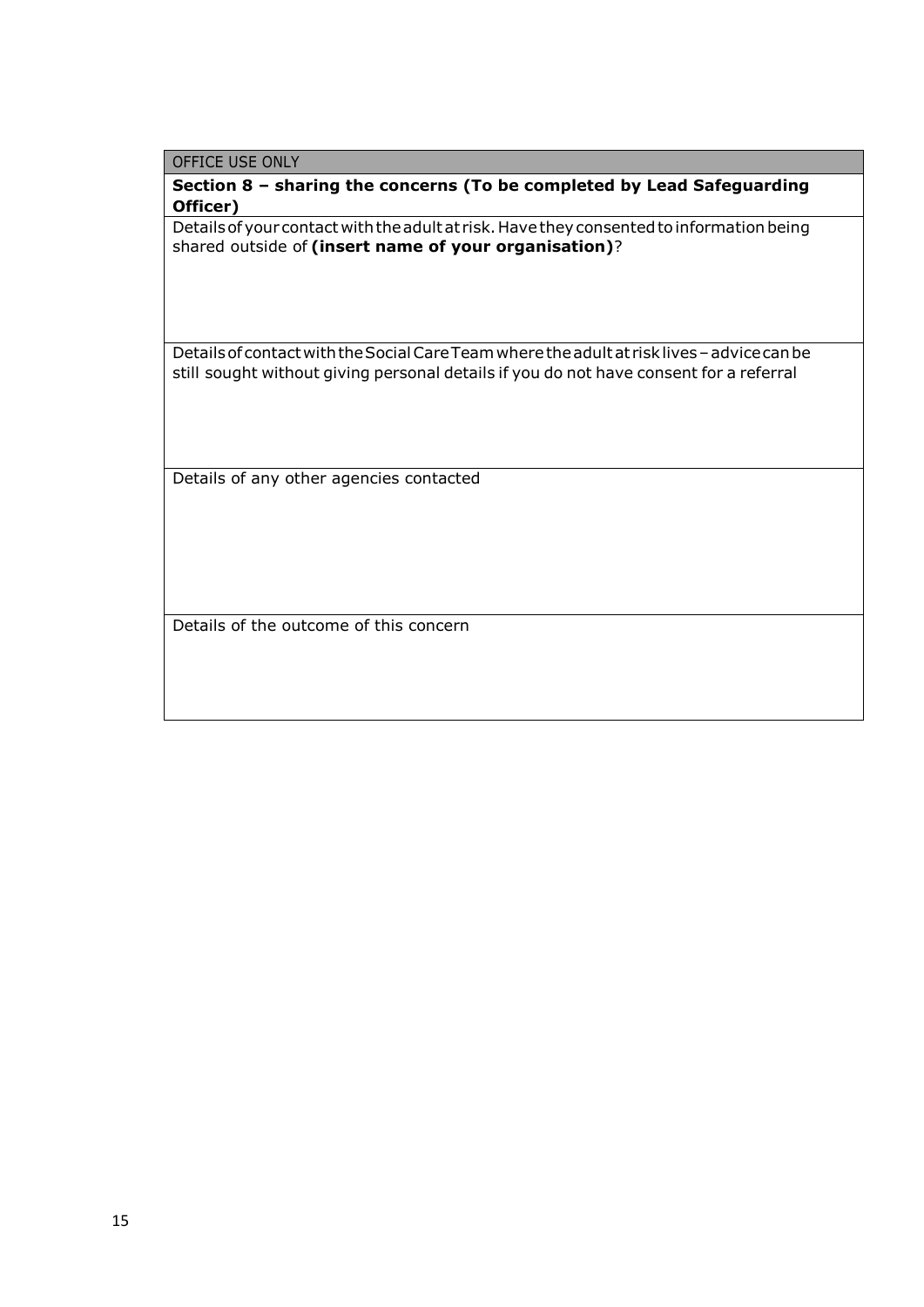| OFFICE USE ONLY |
| --- |
| **Section 8 – sharing the concerns (To be completed by Lead Safeguarding Officer)** |
| Details of your contact with the adult at risk. Have they consented to information being shared outside of **(insert name of your organisation)**? |
| Details of contact with the Social Care Team where the adult at risk lives – advice can be still sought without giving personal details if you do not have consent for a referral |
| Details of any other agencies contacted |
| Details of the outcome of this concern |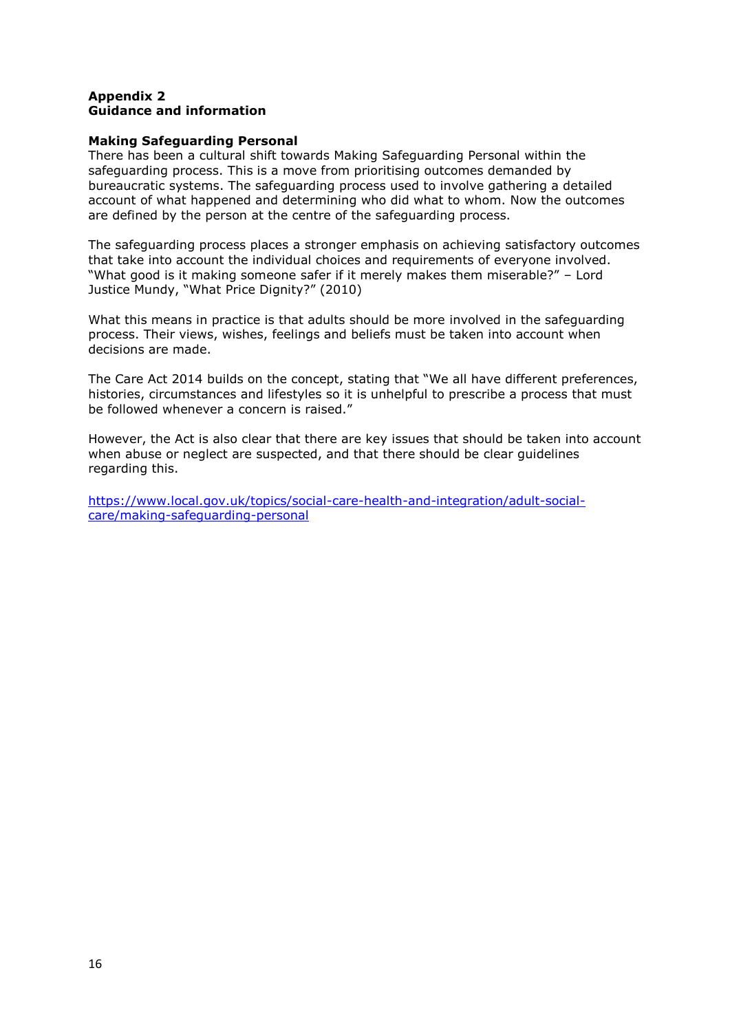# Appendix 2
# Guidance and information

## Making Safeguarding Personal

There has been a cultural shift towards Making Safeguarding Personal within the safeguarding process. This is a move from prioritising outcomes demanded by bureaucratic systems. The safeguarding process used to involve gathering a detailed account of what happened and determining who did what to whom. Now the outcomes are defined by the person at the centre of the safeguarding process.

The safeguarding process places a stronger emphasis on achieving satisfactory outcomes that take into account the individual choices and requirements of everyone involved. "What good is it making someone safer if it merely makes them miserable?" – Lord Justice Mundy, "What Price Dignity?" (2010)

What this means in practice is that adults should be more involved in the safeguarding process. Their views, wishes, feelings and beliefs must be taken into account when decisions are made.

The Care Act 2014 builds on the concept, stating that "We all have different preferences, histories, circumstances and lifestyles so it is unhelpful to prescribe a process that must be followed whenever a concern is raised."

However, the Act is also clear that there are key issues that should be taken into account when abuse or neglect are suspected, and that there should be clear guidelines regarding this.

https://www.local.gov.uk/topics/social-care-health-and-integration/adult-social-care/making-safeguarding-personal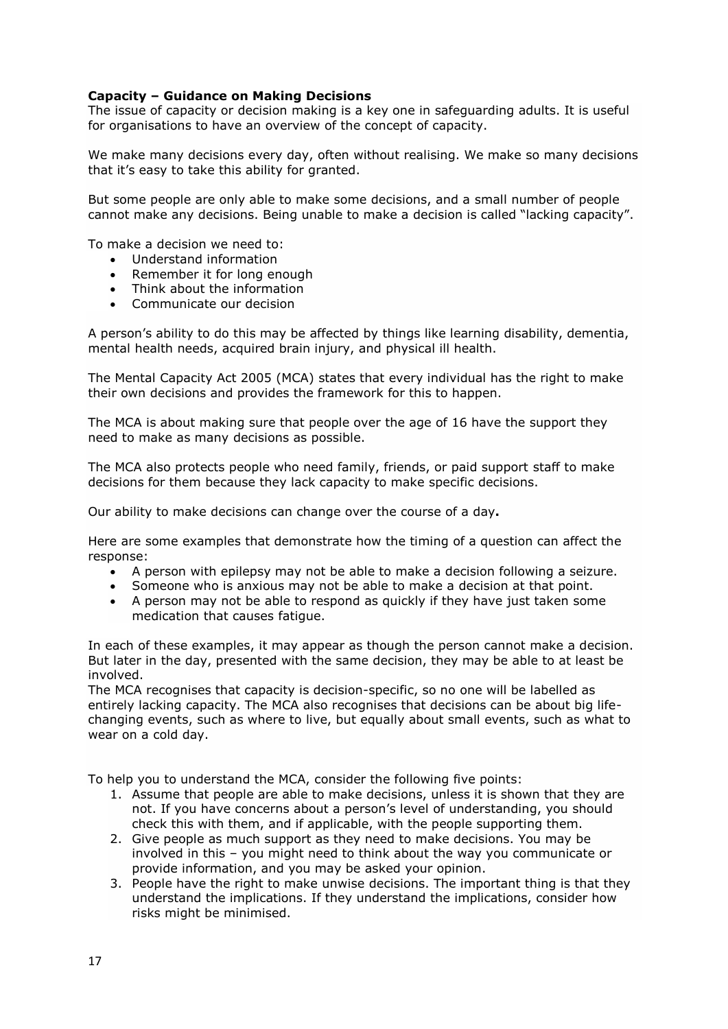**Capacity – Guidance on Making Decisions**

The issue of capacity or decision making is a key one in safeguarding adults. It is useful for organisations to have an overview of the concept of capacity.

We make many decisions every day, often without realising. We make so many decisions that it's easy to take this ability for granted.

But some people are only able to make some decisions, and a small number of people cannot make any decisions. Being unable to make a decision is called "lacking capacity".

To make a decision we need to:

- Understand information
- Remember it for long enough
- Think about the information
- Communicate our decision

A person's ability to do this may be affected by things like learning disability, dementia, mental health needs, acquired brain injury, and physical ill health.

The Mental Capacity Act 2005 (MCA) states that every individual has the right to make their own decisions and provides the framework for this to happen.

The MCA is about making sure that people over the age of 16 have the support they need to make as many decisions as possible.

The MCA also protects people who need family, friends, or paid support staff to make decisions for them because they lack capacity to make specific decisions.

Our ability to make decisions can change over the course of a day**.**

Here are some examples that demonstrate how the timing of a question can affect the response:

- A person with epilepsy may not be able to make a decision following a seizure.
- Someone who is anxious may not be able to make a decision at that point.
- A person may not be able to respond as quickly if they have just taken some medication that causes fatigue.

In each of these examples, it may appear as though the person cannot make a decision. But later in the day, presented with the same decision, they may be able to at least be involved.

The MCA recognises that capacity is decision-specific, so no one will be labelled as entirely lacking capacity. The MCA also recognises that decisions can be about big life-changing events, such as where to live, but equally about small events, such as what to wear on a cold day.

To help you to understand the MCA, consider the following five points:

1. Assume that people are able to make decisions, unless it is shown that they are not. If you have concerns about a person's level of understanding, you should check this with them, and if applicable, with the people supporting them.
2. Give people as much support as they need to make decisions. You may be involved in this – you might need to think about the way you communicate or provide information, and you may be asked your opinion.
3. People have the right to make unwise decisions. The important thing is that they understand the implications. If they understand the implications, consider how risks might be minimised.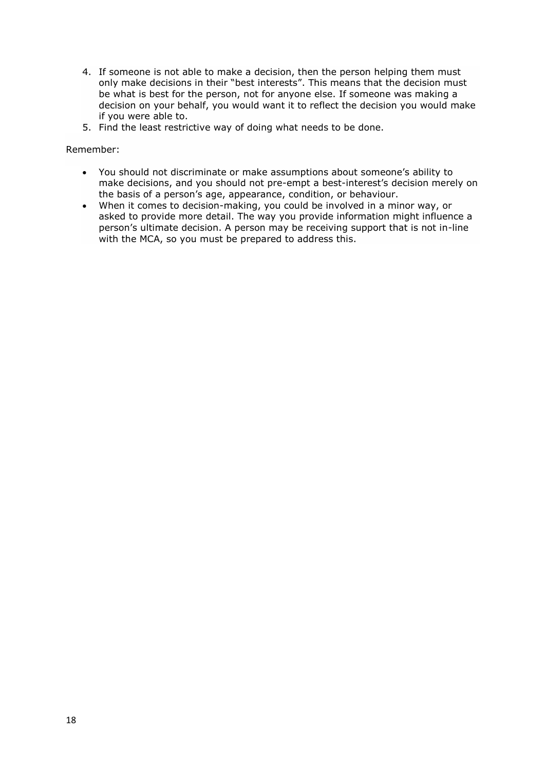4. If someone is not able to make a decision, then the person helping them must only make decisions in their "best interests". This means that the decision must be what is best for the person, not for anyone else. If someone was making a decision on your behalf, you would want it to reflect the decision you would make if you were able to.
5. Find the least restrictive way of doing what needs to be done.

Remember:

- You should not discriminate or make assumptions about someone's ability to make decisions, and you should not pre-empt a best-interest's decision merely on the basis of a person's age, appearance, condition, or behaviour.
- When it comes to decision-making, you could be involved in a minor way, or asked to provide more detail. The way you provide information might influence a person's ultimate decision. A person may be receiving support that is not in-line with the MCA, so you must be prepared to address this.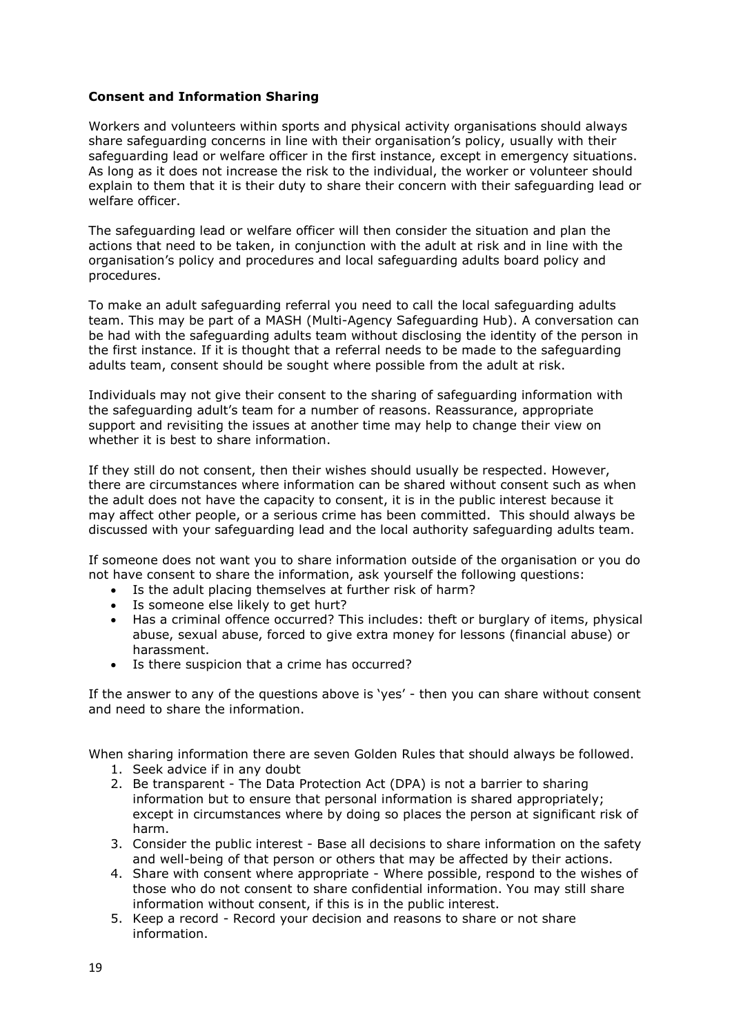**Consent and Information Sharing**

Workers and volunteers within sports and physical activity organisations should always share safeguarding concerns in line with their organisation's policy, usually with their safeguarding lead or welfare officer in the first instance, except in emergency situations. As long as it does not increase the risk to the individual, the worker or volunteer should explain to them that it is their duty to share their concern with their safeguarding lead or welfare officer.

The safeguarding lead or welfare officer will then consider the situation and plan the actions that need to be taken, in conjunction with the adult at risk and in line with the organisation's policy and procedures and local safeguarding adults board policy and procedures.

To make an adult safeguarding referral you need to call the local safeguarding adults team. This may be part of a MASH (Multi-Agency Safeguarding Hub). A conversation can be had with the safeguarding adults team without disclosing the identity of the person in the first instance. If it is thought that a referral needs to be made to the safeguarding adults team, consent should be sought where possible from the adult at risk.

Individuals may not give their consent to the sharing of safeguarding information with the safeguarding adult's team for a number of reasons. Reassurance, appropriate support and revisiting the issues at another time may help to change their view on whether it is best to share information.

If they still do not consent, then their wishes should usually be respected. However, there are circumstances where information can be shared without consent such as when the adult does not have the capacity to consent, it is in the public interest because it may affect other people, or a serious crime has been committed. This should always be discussed with your safeguarding lead and the local authority safeguarding adults team.

If someone does not want you to share information outside of the organisation or you do not have consent to share the information, ask yourself the following questions:

- Is the adult placing themselves at further risk of harm?
- Is someone else likely to get hurt?
- Has a criminal offence occurred? This includes: theft or burglary of items, physical abuse, sexual abuse, forced to give extra money for lessons (financial abuse) or harassment.
- Is there suspicion that a crime has occurred?

If the answer to any of the questions above is 'yes' - then you can share without consent and need to share the information.

When sharing information there are seven Golden Rules that should always be followed.

1. Seek advice if in any doubt
2. Be transparent - The Data Protection Act (DPA) is not a barrier to sharing information but to ensure that personal information is shared appropriately; except in circumstances where by doing so places the person at significant risk of harm.
3. Consider the public interest - Base all decisions to share information on the safety and well-being of that person or others that may be affected by their actions.
4. Share with consent where appropriate - Where possible, respond to the wishes of those who do not consent to share confidential information. You may still share information without consent, if this is in the public interest.
5. Keep a record - Record your decision and reasons to share or not share information.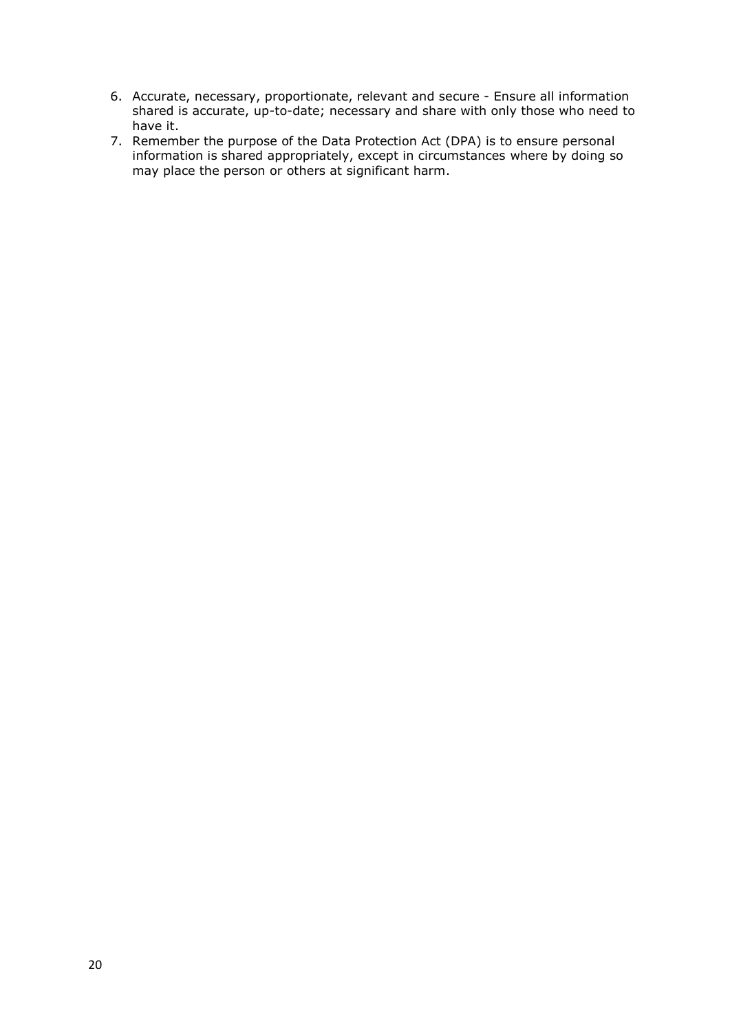6. Accurate, necessary, proportionate, relevant and secure - Ensure all information shared is accurate, up-to-date; necessary and share with only those who need to have it.
7. Remember the purpose of the Data Protection Act (DPA) is to ensure personal information is shared appropriately, except in circumstances where by doing so may place the person or others at significant harm.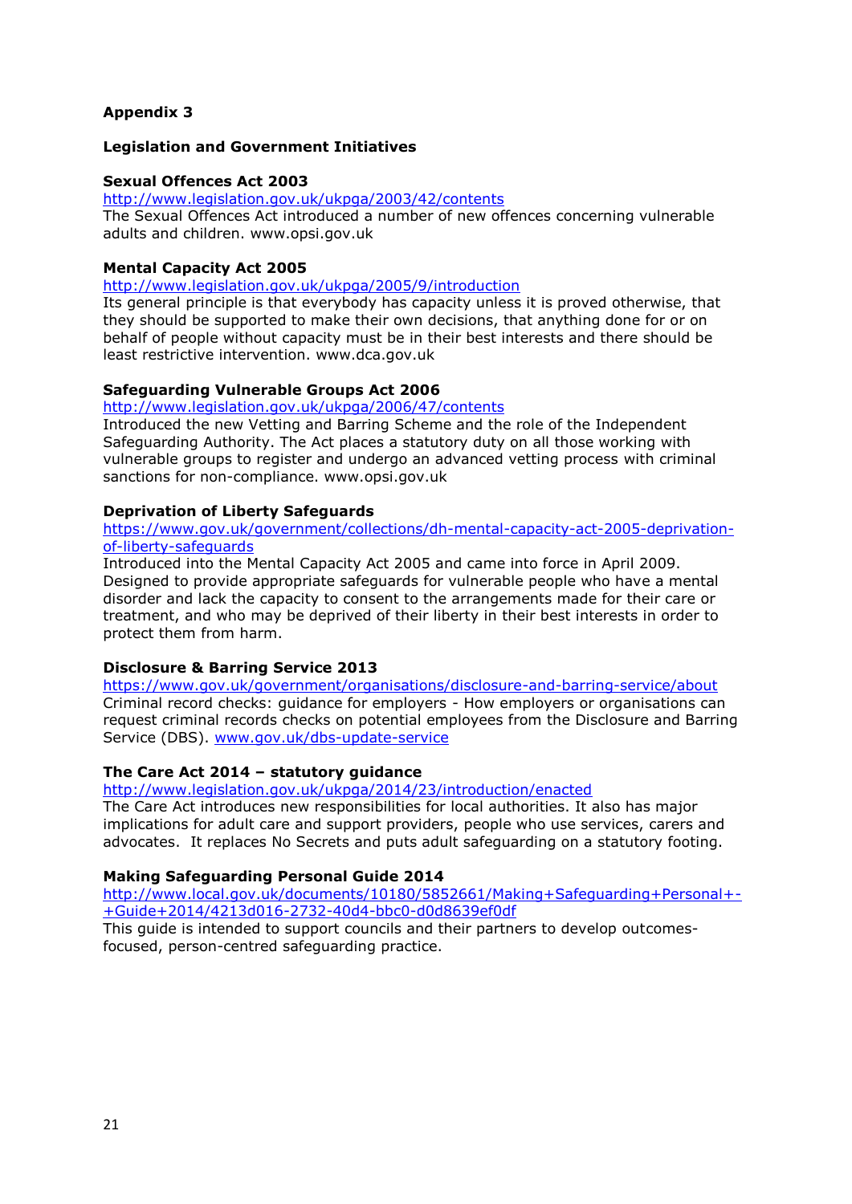**Appendix 3**

**Legislation and Government Initiatives**

**Sexual Offences Act 2003**

http://www.legislation.gov.uk/ukpga/2003/42/contents

The Sexual Offences Act introduced a number of new offences concerning vulnerable adults and children. www.opsi.gov.uk

**Mental Capacity Act 2005**

http://www.legislation.gov.uk/ukpga/2005/9/introduction

Its general principle is that everybody has capacity unless it is proved otherwise, that they should be supported to make their own decisions, that anything done for or on behalf of people without capacity must be in their best interests and there should be least restrictive intervention. www.dca.gov.uk

**Safeguarding Vulnerable Groups Act 2006**

http://www.legislation.gov.uk/ukpga/2006/47/contents

Introduced the new Vetting and Barring Scheme and the role of the Independent Safeguarding Authority. The Act places a statutory duty on all those working with vulnerable groups to register and undergo an advanced vetting process with criminal sanctions for non-compliance. www.opsi.gov.uk

**Deprivation of Liberty Safeguards**

https://www.gov.uk/government/collections/dh-mental-capacity-act-2005-deprivation-of-liberty-safeguards

Introduced into the Mental Capacity Act 2005 and came into force in April 2009. Designed to provide appropriate safeguards for vulnerable people who have a mental disorder and lack the capacity to consent to the arrangements made for their care or treatment, and who may be deprived of their liberty in their best interests in order to protect them from harm.

**Disclosure & Barring Service 2013**

https://www.gov.uk/government/organisations/disclosure-and-barring-service/about

Criminal record checks: guidance for employers - How employers or organisations can request criminal records checks on potential employees from the Disclosure and Barring Service (DBS). www.gov.uk/dbs-update-service

**The Care Act 2014 – statutory guidance**

http://www.legislation.gov.uk/ukpga/2014/23/introduction/enacted

The Care Act introduces new responsibilities for local authorities. It also has major implications for adult care and support providers, people who use services, carers and advocates. It replaces No Secrets and puts adult safeguarding on a statutory footing.

**Making Safeguarding Personal Guide 2014**

http://www.local.gov.uk/documents/10180/5852661/Making+Safeguarding+Personal+-+Guide+2014/4213d016-2732-40d4-bbc0-d0d8639ef0df

This guide is intended to support councils and their partners to develop outcomes-focused, person-centred safeguarding practice.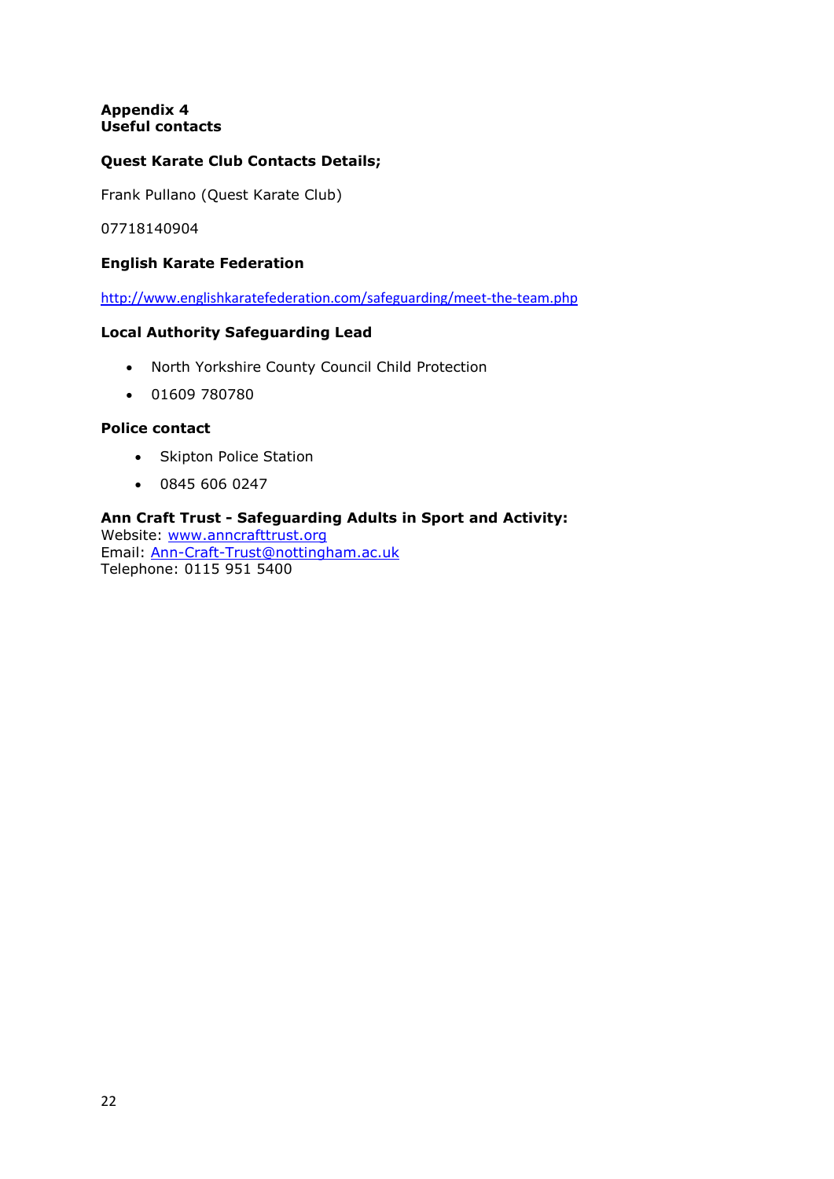**Appendix 4**
**Useful contacts**

**Quest Karate Club Contacts Details;**

Frank Pullano (Quest Karate Club)

07718140904

**English Karate Federation**

http://www.englishkaratefederation.com/safeguarding/meet-the-team.php

**Local Authority Safeguarding Lead**

- North Yorkshire County Council Child Protection
- 01609 780780

**Police contact**

- Skipton Police Station
- 0845 606 0247

**Ann Craft Trust - Safeguarding Adults in Sport and Activity:**
Website: www.anncrafttrust.org
Email: Ann-Craft-Trust@nottingham.ac.uk
Telephone: 0115 951 5400